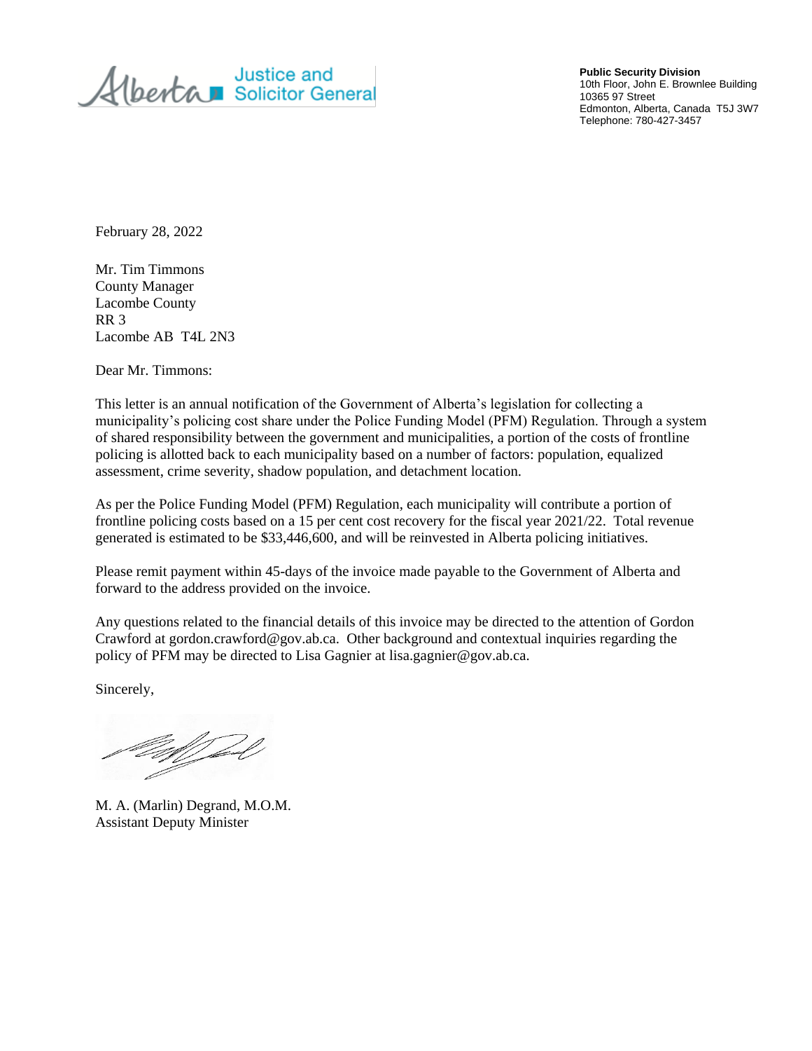Alberta Justice and Solicitor General

**Public Security Division**
10th Floor, John E. Brownlee Building
10365 97 Street
Edmonton, Alberta, Canada T5J 3W7
Telephone: 780-427-3457

February 28, 2022

Mr. Tim Timmons
County Manager
Lacombe County
RR 3
Lacombe AB T4L 2N3

Dear Mr. Timmons:

This letter is an annual notification of the Government of Alberta's legislation for collecting a municipality's policing cost share under the Police Funding Model (PFM) Regulation. Through a system of shared responsibility between the government and municipalities, a portion of the costs of frontline policing is allotted back to each municipality based on a number of factors: population, equalized assessment, crime severity, shadow population, and detachment location.

As per the Police Funding Model (PFM) Regulation, each municipality will contribute a portion of frontline policing costs based on a 15 per cent cost recovery for the fiscal year 2021/22. Total revenue generated is estimated to be $33,446,600, and will be reinvested in Alberta policing initiatives.

Please remit payment within 45-days of the invoice made payable to the Government of Alberta and forward to the address provided on the invoice.

Any questions related to the financial details of this invoice may be directed to the attention of Gordon Crawford at gordon.crawford@gov.ab.ca. Other background and contextual inquiries regarding the policy of PFM may be directed to Lisa Gagnier at lisa.gagnier@gov.ab.ca.

Sincerely,

M. A. (Marlin) Degrand, M.O.M.
Assistant Deputy Minister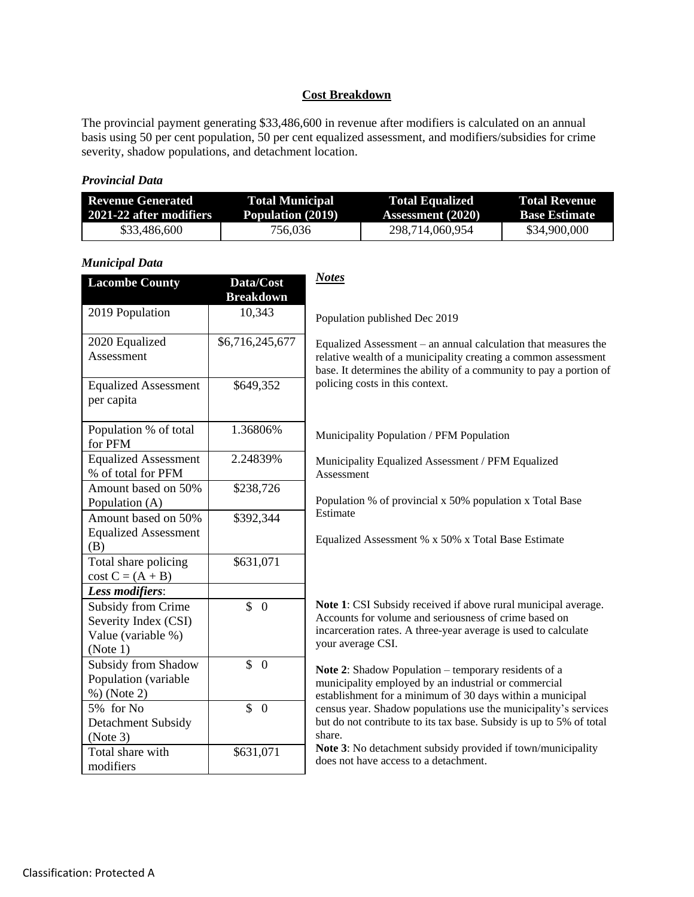## Cost Breakdown

The provincial payment generating $33,486,600 in revenue after modifiers is calculated on an annual basis using 50 per cent population, 50 per cent equalized assessment, and modifiers/subsidies for crime severity, shadow populations, and detachment location.

### *Provincial Data*

| Revenue Generated 2021-22 after modifiers | Total Municipal Population (2019) | Total Equalized Assessment (2020) | Total Revenue Base Estimate |
|---|---|---|---|
| $33,486,600 | 756,036 | 298,714,060,954 | $34,900,000 |

### *Municipal Data*

| Lacombe County | Data/Cost Breakdown | *Notes* |
|---|---|---|
| 2019 Population | 10,343 | Population published Dec 2019 |
| 2020 Equalized Assessment | $6,716,245,677 | Equalized Assessment – an annual calculation that measures the relative wealth of a municipality creating a common assessment base. It determines the ability of a community to pay a portion of policing costs in this context. |
| Equalized Assessment per capita | $649,352 | |
| Population % of total for PFM | 1.36806% | Municipality Population / PFM Population |
| Equalized Assessment % of total for PFM | 2.24839% | Municipality Equalized Assessment / PFM Equalized Assessment |
| Amount based on 50% Population (A) | $238,726 | Population % of provincial x 50% population x Total Base Estimate |
| Amount based on 50% Equalized Assessment (B) | $392,344 | Equalized Assessment % x 50% x Total Base Estimate |
| Total share policing cost C = (A + B) | $631,071 | |
| ***Less modifiers***: | | |
| Subsidy from Crime Severity Index (CSI) Value (variable %) (Note 1) | $ 0 | **Note 1**: CSI Subsidy received if above rural municipal average. Accounts for volume and seriousness of crime based on incarceration rates. A three-year average is used to calculate your average CSI. |
| Subsidy from Shadow Population (variable %) (Note 2) | $ 0 | **Note 2**: Shadow Population – temporary residents of a municipality employed by an industrial or commercial establishment for a minimum of 30 days within a municipal census year. Shadow populations use the municipality's services but do not contribute to its tax base. Subsidy is up to 5% of total share. |
| 5% for No Detachment Subsidy (Note 3) | $ 0 | **Note 3**: No detachment subsidy provided if town/municipality does not have access to a detachment. |
| Total share with modifiers | $631,071 | |

Classification: Protected A